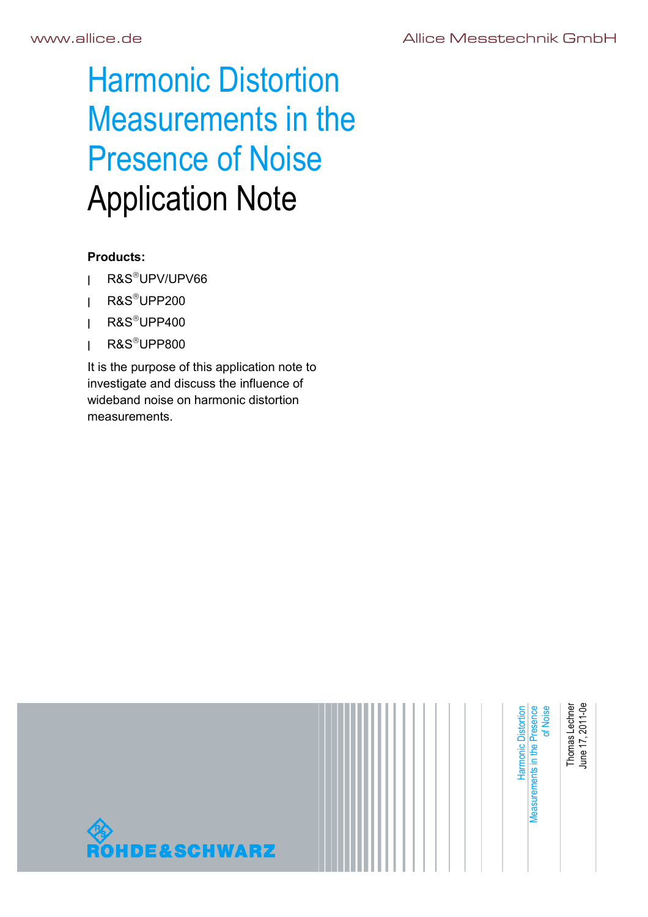# Harmonic Distortion Measurements in the Presence of Noise

## Application Note

**Products:**

- R&S®UPV/UPV66
- R&S®UPP200
- R&S®UPP400
- R&S®UPP800

It is the purpose of this application note to investigate and discuss the influence of wideband noise on harmonic distortion measurements.

Thomas Lechner
June 17, 2011-0e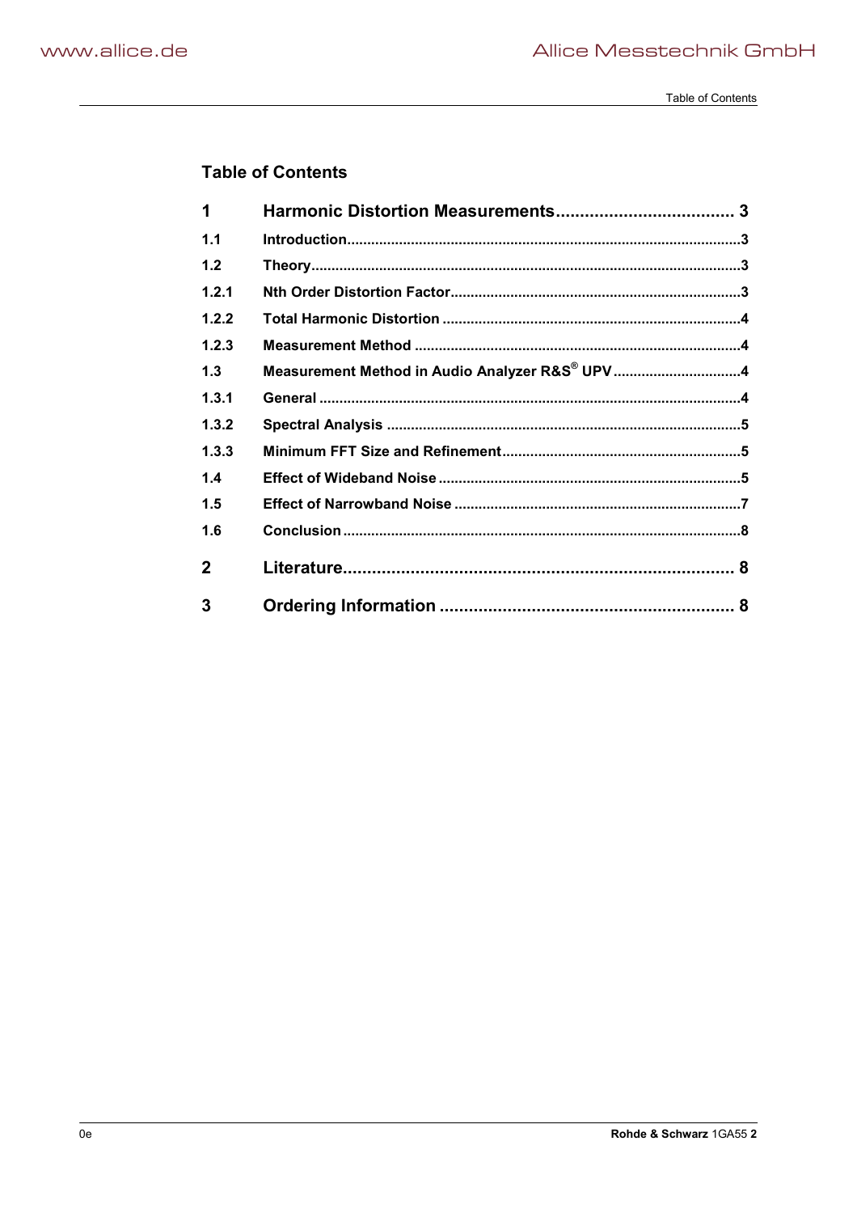## Table of Contents

| | | |
|---|---|---|
| **1** | **Harmonic Distortion Measurements** | **3** |
| **1.1** | **Introduction** | **3** |
| **1.2** | **Theory** | **3** |
| **1.2.1** | **Nth Order Distortion Factor** | **3** |
| **1.2.2** | **Total Harmonic Distortion** | **4** |
| **1.2.3** | **Measurement Method** | **4** |
| **1.3** | **Measurement Method in Audio Analyzer R&S® UPV** | **4** |
| **1.3.1** | **General** | **4** |
| **1.3.2** | **Spectral Analysis** | **5** |
| **1.3.3** | **Minimum FFT Size and Refinement** | **5** |
| **1.4** | **Effect of Wideband Noise** | **5** |
| **1.5** | **Effect of Narrowband Noise** | **7** |
| **1.6** | **Conclusion** | **8** |
| **2** | **Literature** | **8** |
| **3** | **Ordering Information** | **8** |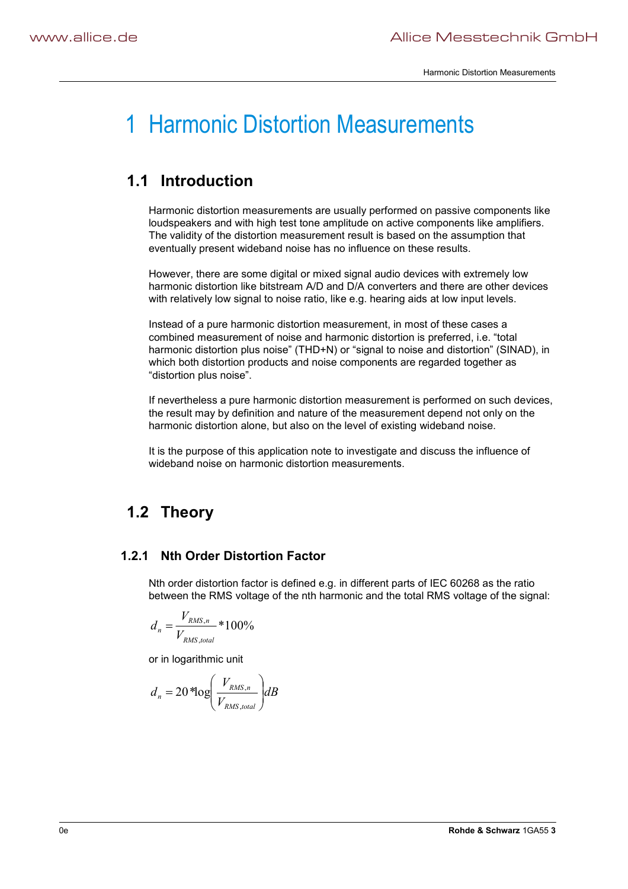# 1 Harmonic Distortion Measurements

## 1.1 Introduction

Harmonic distortion measurements are usually performed on passive components like loudspeakers and with high test tone amplitude on active components like amplifiers. The validity of the distortion measurement result is based on the assumption that eventually present wideband noise has no influence on these results.

However, there are some digital or mixed signal audio devices with extremely low harmonic distortion like bitstream A/D and D/A converters and there are other devices with relatively low signal to noise ratio, like e.g. hearing aids at low input levels.

Instead of a pure harmonic distortion measurement, in most of these cases a combined measurement of noise and harmonic distortion is preferred, i.e. "total harmonic distortion plus noise" (THD+N) or "signal to noise and distortion" (SINAD), in which both distortion products and noise components are regarded together as "distortion plus noise".

If nevertheless a pure harmonic distortion measurement is performed on such devices, the result may by definition and nature of the measurement depend not only on the harmonic distortion alone, but also on the level of existing wideband noise.

It is the purpose of this application note to investigate and discuss the influence of wideband noise on harmonic distortion measurements.

## 1.2 Theory

### 1.2.1 Nth Order Distortion Factor

Nth order distortion factor is defined e.g. in different parts of IEC 60268 as the ratio between the RMS voltage of the nth harmonic and the total RMS voltage of the signal:

$$d_n = \frac{V_{RMS,n}}{V_{RMS,total}} * 100\%$$

or in logarithmic unit

$$d_n = 20 * \log\left(\frac{V_{RMS,n}}{V_{RMS,total}}\right) dB$$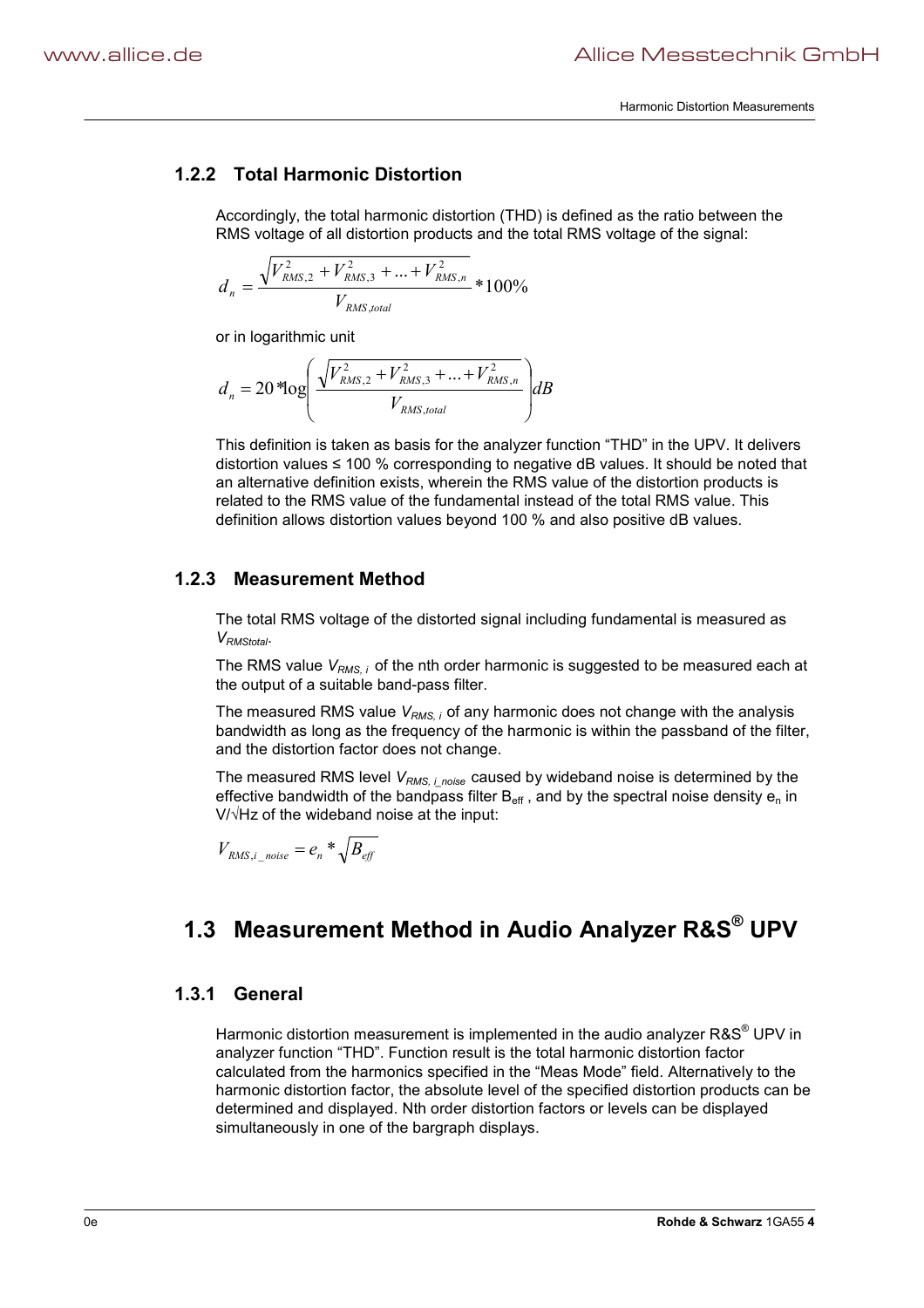### 1.2.2 Total Harmonic Distortion

Accordingly, the total harmonic distortion (THD) is defined as the ratio between the RMS voltage of all distortion products and the total RMS voltage of the signal:

$$d_n = \frac{\sqrt{V_{RMS,2}^2 + V_{RMS,3}^2 + ... + V_{RMS,n}^2}}{V_{RMS,total}} * 100\%$$

or in logarithmic unit

$$d_n = 20 * \log\left(\frac{\sqrt{V_{RMS,2}^2 + V_{RMS,3}^2 + ... + V_{RMS,n}^2}}{V_{RMS,total}}\right) dB$$

This definition is taken as basis for the analyzer function "THD" in the UPV. It delivers distortion values ≤ 100 % corresponding to negative dB values. It should be noted that an alternative definition exists, wherein the RMS value of the distortion products is related to the RMS value of the fundamental instead of the total RMS value. This definition allows distortion values beyond 100 % and also positive dB values.

### 1.2.3 Measurement Method

The total RMS voltage of the distorted signal including fundamental is measured as $V_{RMStotal}$.

The RMS value $V_{RMS,\,i}$ of the nth order harmonic is suggested to be measured each at the output of a suitable band-pass filter.

The measured RMS value $V_{RMS,\,i}$ of any harmonic does not change with the analysis bandwidth as long as the frequency of the harmonic is within the passband of the filter, and the distortion factor does not change.

The measured RMS level $V_{RMS,\,i\_noise}$ caused by wideband noise is determined by the effective bandwidth of the bandpass filter $B_{eff}$ , and by the spectral noise density $e_n$ in V/√Hz of the wideband noise at the input:

$$V_{RMS,i\_noise} = e_n * \sqrt{B_{eff}}$$

## 1.3 Measurement Method in Audio Analyzer R&S® UPV

### 1.3.1 General

Harmonic distortion measurement is implemented in the audio analyzer R&S® UPV in analyzer function "THD". Function result is the total harmonic distortion factor calculated from the harmonics specified in the "Meas Mode" field. Alternatively to the harmonic distortion factor, the absolute level of the specified distortion products can be determined and displayed. Nth order distortion factors or levels can be displayed simultaneously in one of the bargraph displays.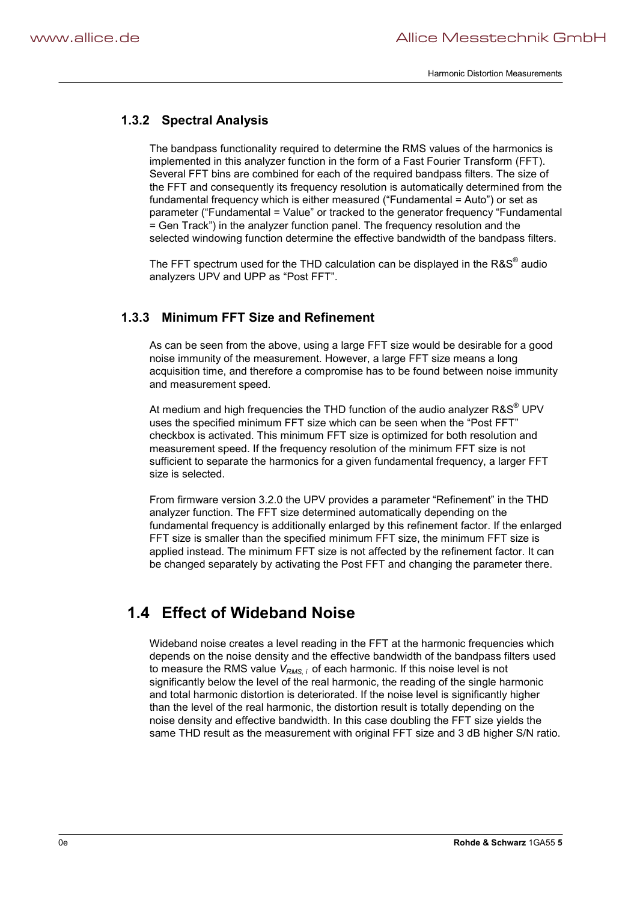### 1.3.2 Spectral Analysis

The bandpass functionality required to determine the RMS values of the harmonics is implemented in this analyzer function in the form of a Fast Fourier Transform (FFT). Several FFT bins are combined for each of the required bandpass filters. The size of the FFT and consequently its frequency resolution is automatically determined from the fundamental frequency which is either measured ("Fundamental = Auto") or set as parameter ("Fundamental = Value" or tracked to the generator frequency "Fundamental = Gen Track") in the analyzer function panel. The frequency resolution and the selected windowing function determine the effective bandwidth of the bandpass filters.

The FFT spectrum used for the THD calculation can be displayed in the R&S® audio analyzers UPV and UPP as "Post FFT".

### 1.3.3 Minimum FFT Size and Refinement

As can be seen from the above, using a large FFT size would be desirable for a good noise immunity of the measurement. However, a large FFT size means a long acquisition time, and therefore a compromise has to be found between noise immunity and measurement speed.

At medium and high frequencies the THD function of the audio analyzer R&S® UPV uses the specified minimum FFT size which can be seen when the "Post FFT" checkbox is activated. This minimum FFT size is optimized for both resolution and measurement speed. If the frequency resolution of the minimum FFT size is not sufficient to separate the harmonics for a given fundamental frequency, a larger FFT size is selected.

From firmware version 3.2.0 the UPV provides a parameter "Refinement" in the THD analyzer function. The FFT size determined automatically depending on the fundamental frequency is additionally enlarged by this refinement factor. If the enlarged FFT size is smaller than the specified minimum FFT size, the minimum FFT size is applied instead. The minimum FFT size is not affected by the refinement factor. It can be changed separately by activating the Post FFT and changing the parameter there.

## 1.4 Effect of Wideband Noise

Wideband noise creates a level reading in the FFT at the harmonic frequencies which depends on the noise density and the effective bandwidth of the bandpass filters used to measure the RMS value $V_{RMS,\,i}$ of each harmonic. If this noise level is not significantly below the level of the real harmonic, the reading of the single harmonic and total harmonic distortion is deteriorated. If the noise level is significantly higher than the level of the real harmonic, the distortion result is totally depending on the noise density and effective bandwidth. In this case doubling the FFT size yields the same THD result as the measurement with original FFT size and 3 dB higher S/N ratio.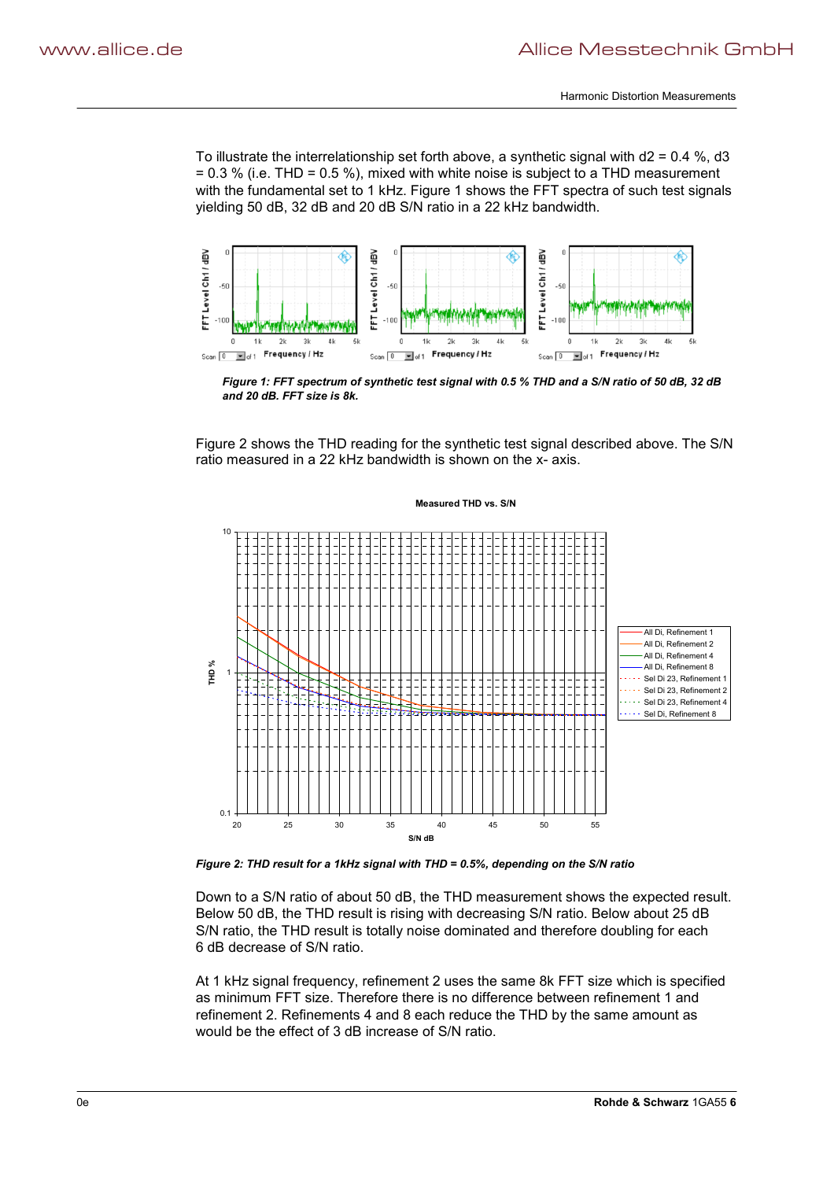To illustrate the interrelationship set forth above, a synthetic signal with d2 = 0.4 %, d3 = 0.3 % (i.e. THD = 0.5 %), mixed with white noise is subject to a THD measurement with the fundamental set to 1 kHz. Figure 1 shows the FFT spectra of such test signals yielding 50 dB, 32 dB and 20 dB S/N ratio in a 22 kHz bandwidth.

*Figure 1: FFT spectrum of synthetic test signal with 0.5 % THD and a S/N ratio of 50 dB, 32 dB and 20 dB. FFT size is 8k.*

Figure 2 shows the THD reading for the synthetic test signal described above. The S/N ratio measured in a 22 kHz bandwidth is shown on the x- axis.

*Figure 2: THD result for a 1kHz signal with THD = 0.5%, depending on the S/N ratio*

Down to a S/N ratio of about 50 dB, the THD measurement shows the expected result. Below 50 dB, the THD result is rising with decreasing S/N ratio. Below about 25 dB S/N ratio, the THD result is totally noise dominated and therefore doubling for each 6 dB decrease of S/N ratio.

At 1 kHz signal frequency, refinement 2 uses the same 8k FFT size which is specified as minimum FFT size. Therefore there is no difference between refinement 1 and refinement 2. Refinements 4 and 8 each reduce the THD by the same amount as would be the effect of 3 dB increase of S/N ratio.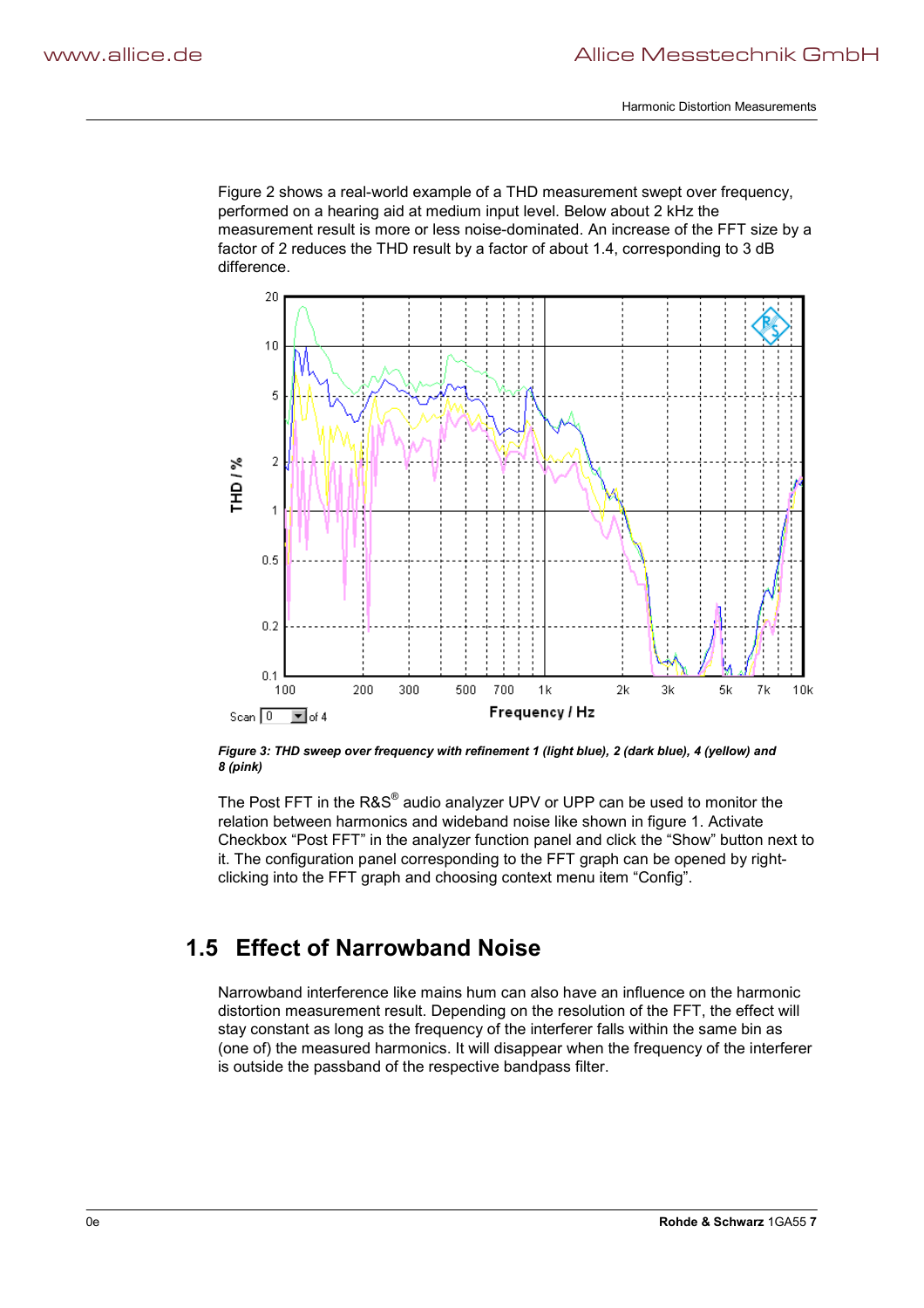Figure 2 shows a real-world example of a THD measurement swept over frequency, performed on a hearing aid at medium input level. Below about 2 kHz the measurement result is more or less noise-dominated. An increase of the FFT size by a factor of 2 reduces the THD result by a factor of about 1.4, corresponding to 3 dB difference.

***Figure 3: THD sweep over frequency with refinement 1 (light blue), 2 (dark blue), 4 (yellow) and 8 (pink)***

The Post FFT in the R&S® audio analyzer UPV or UPP can be used to monitor the relation between harmonics and wideband noise like shown in figure 1. Activate Checkbox “Post FFT” in the analyzer function panel and click the “Show” button next to it. The configuration panel corresponding to the FFT graph can be opened by right-clicking into the FFT graph and choosing context menu item “Config”.

## 1.5 Effect of Narrowband Noise

Narrowband interference like mains hum can also have an influence on the harmonic distortion measurement result. Depending on the resolution of the FFT, the effect will stay constant as long as the frequency of the interferer falls within the same bin as (one of) the measured harmonics. It will disappear when the frequency of the interferer is outside the passband of the respective bandpass filter.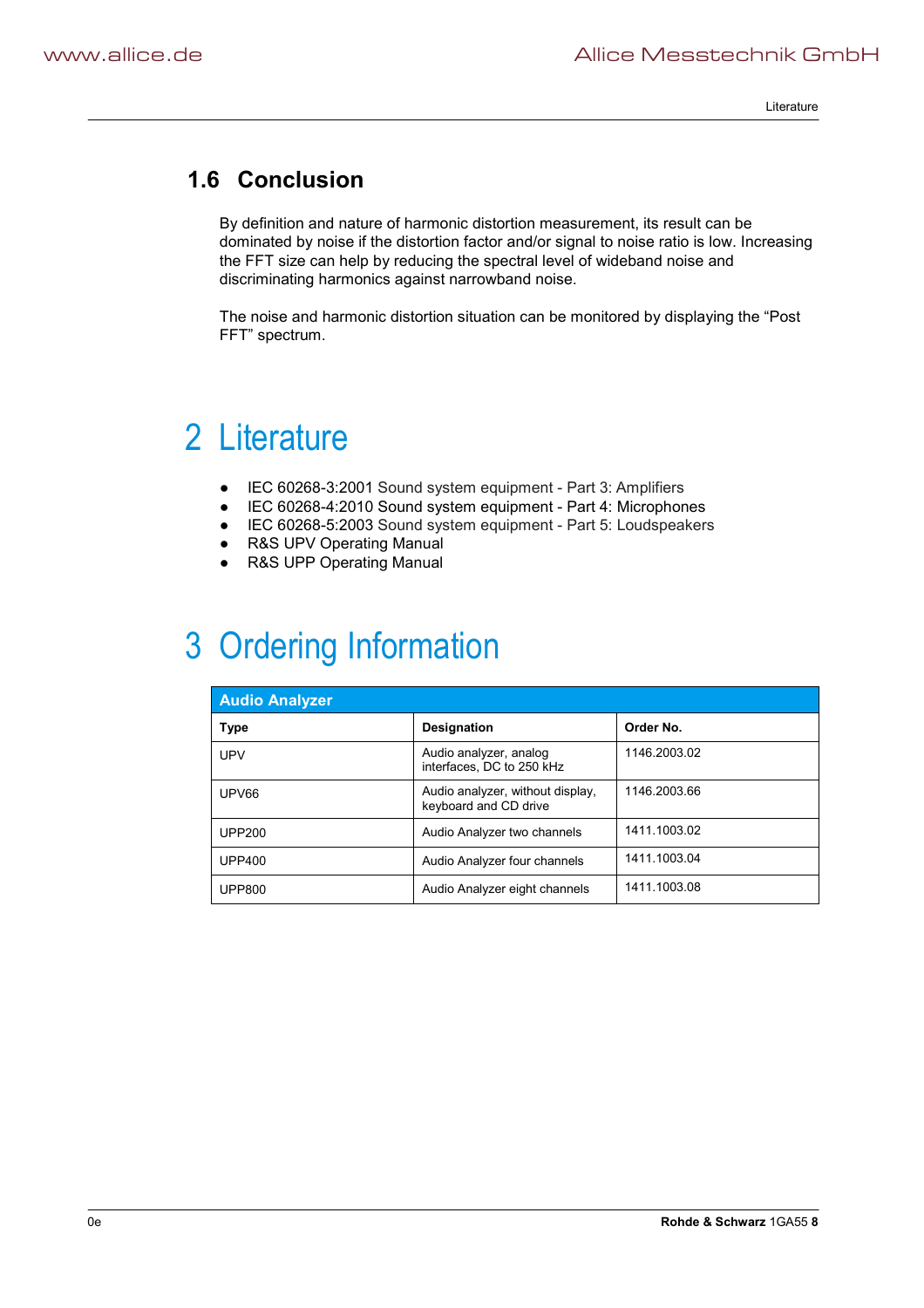## 1.6 Conclusion

By definition and nature of harmonic distortion measurement, its result can be dominated by noise if the distortion factor and/or signal to noise ratio is low. Increasing the FFT size can help by reducing the spectral level of wideband noise and discriminating harmonics against narrowband noise.

The noise and harmonic distortion situation can be monitored by displaying the “Post FFT” spectrum.

# 2 Literature

- IEC 60268-3:2001 Sound system equipment - Part 3: Amplifiers
- IEC 60268-4:2010 Sound system equipment - Part 4: Microphones
- IEC 60268-5:2003 Sound system equipment - Part 5: Loudspeakers
- R&S UPV Operating Manual
- R&S UPP Operating Manual

# 3 Ordering Information

| Audio Analyzer | | |
|---|---|---|
| **Type** | **Designation** | **Order No.** |
| UPV | Audio analyzer, analog interfaces, DC to 250 kHz | 1146.2003.02 |
| UPV66 | Audio analyzer, without display, keyboard and CD drive | 1146.2003.66 |
| UPP200 | Audio Analyzer two channels | 1411.1003.02 |
| UPP400 | Audio Analyzer four channels | 1411.1003.04 |
| UPP800 | Audio Analyzer eight channels | 1411.1003.08 |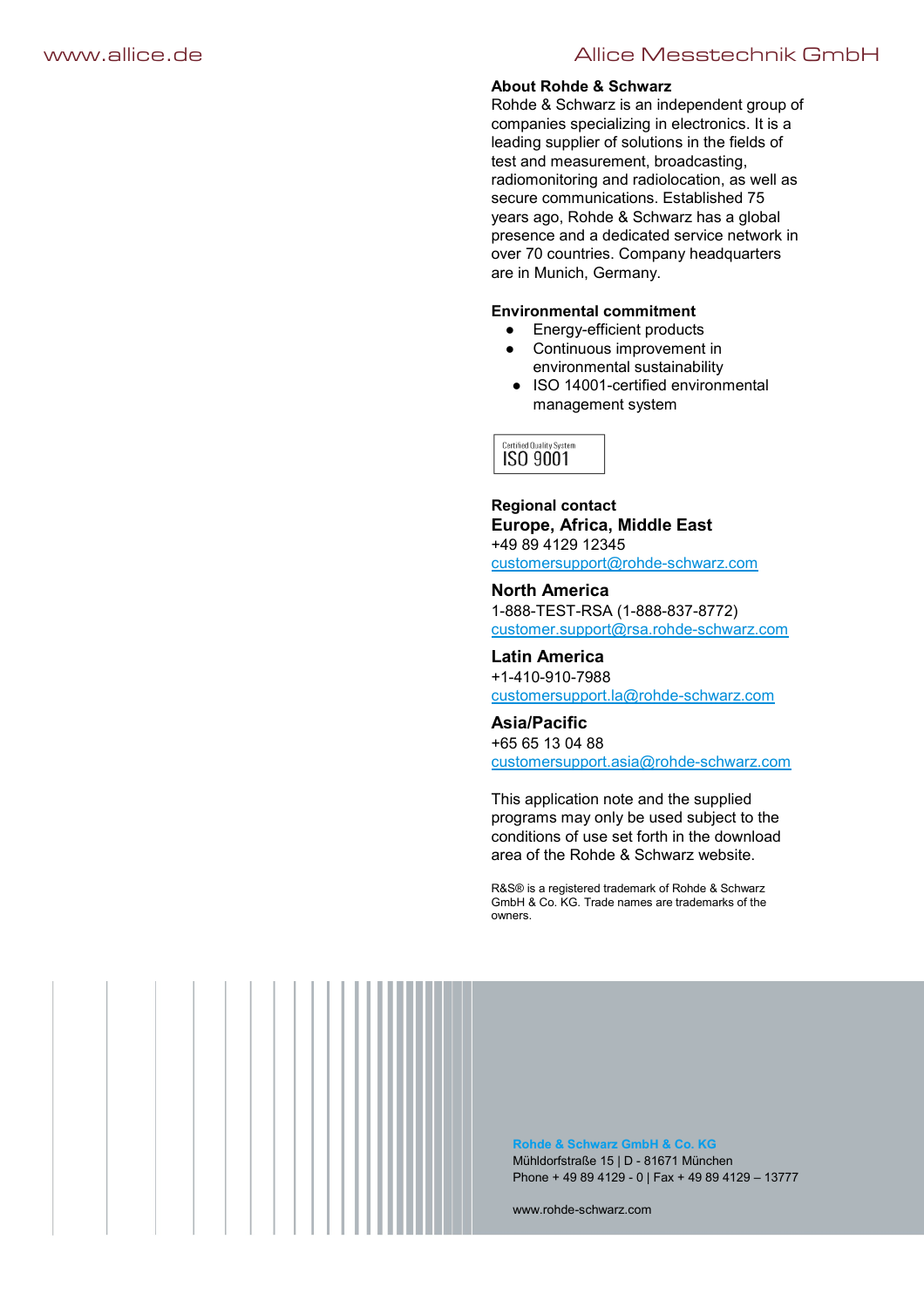### About Rohde & Schwarz

Rohde & Schwarz is an independent group of companies specializing in electronics. It is a leading supplier of solutions in the fields of test and measurement, broadcasting, radiomonitoring and radiolocation, as well as secure communications. Established 75 years ago, Rohde & Schwarz has a global presence and a dedicated service network in over 70 countries. Company headquarters are in Munich, Germany.

### Environmental commitment

- Energy-efficient products
- Continuous improvement in environmental sustainability
- ISO 14001-certified environmental management system

Certified Quality System
ISO 9001

### Regional contact

**Europe, Africa, Middle East**
+49 89 4129 12345
customersupport@rohde-schwarz.com

**North America**
1-888-TEST-RSA (1-888-837-8772)
customer.support@rsa.rohde-schwarz.com

**Latin America**
+1-410-910-7988
customersupport.la@rohde-schwarz.com

**Asia/Pacific**
+65 65 13 04 88
customersupport.asia@rohde-schwarz.com

This application note and the supplied programs may only be used subject to the conditions of use set forth in the download area of the Rohde & Schwarz website.

R&S® is a registered trademark of Rohde & Schwarz GmbH & Co. KG. Trade names are trademarks of the owners.

**Rohde & Schwarz GmbH & Co. KG**
Mühldorfstraße 15 | D - 81671 München
Phone + 49 89 4129 - 0 | Fax + 49 89 4129 – 13777

www.rohde-schwarz.com